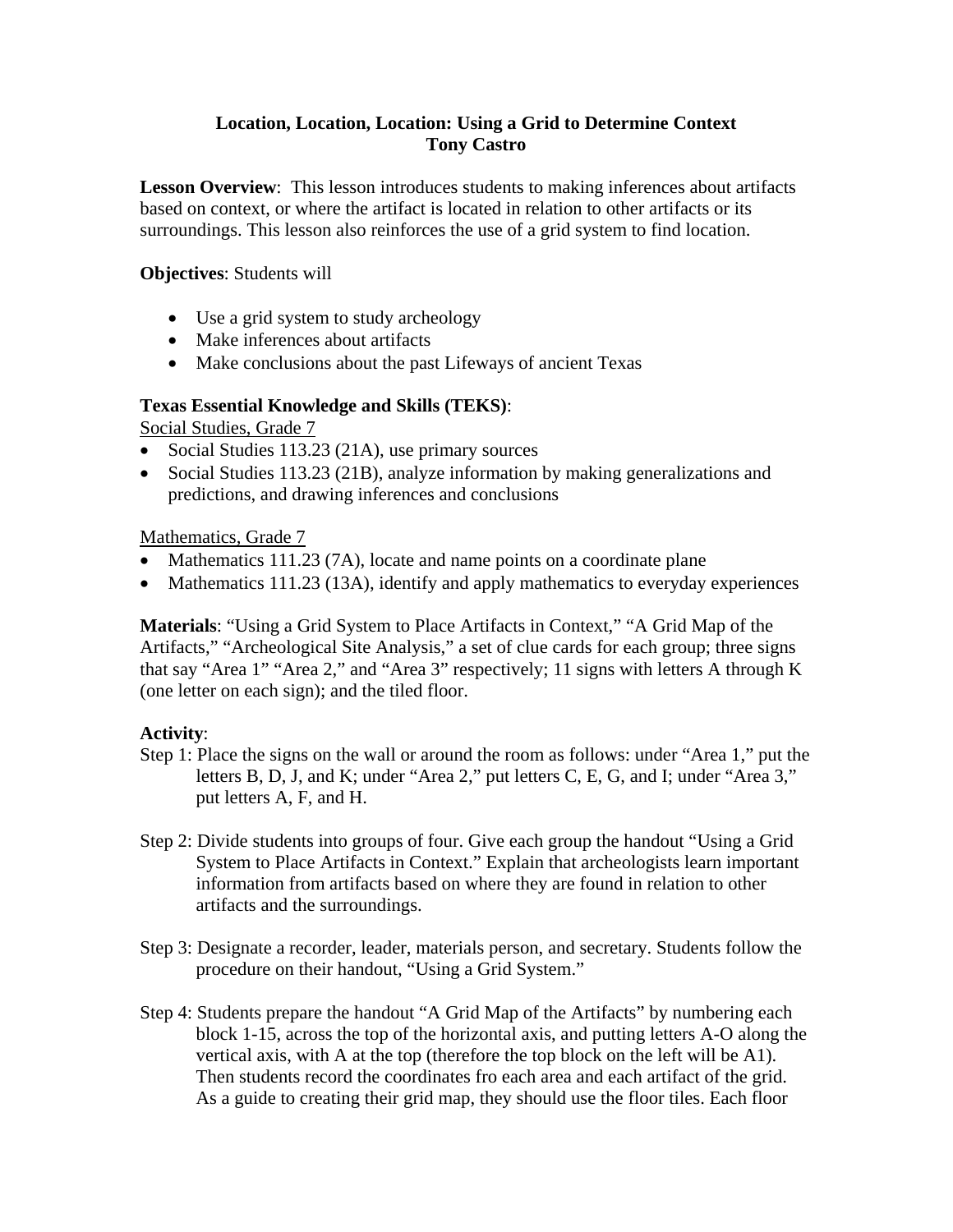# Location, Location, Location: Using a Grid to Determine Context
**Tony Castro**

**Lesson Overview**: This lesson introduces students to making inferences about artifacts based on context, or where the artifact is located in relation to other artifacts or its surroundings. This lesson also reinforces the use of a grid system to find location.

**Objectives**: Students will

- Use a grid system to study archeology
- Make inferences about artifacts
- Make conclusions about the past Lifeways of ancient Texas

**Texas Essential Knowledge and Skills (TEKS)**:

Social Studies, Grade 7

- Social Studies 113.23 (21A), use primary sources
- Social Studies 113.23 (21B), analyze information by making generalizations and predictions, and drawing inferences and conclusions

Mathematics, Grade 7

- Mathematics 111.23 (7A), locate and name points on a coordinate plane
- Mathematics 111.23 (13A), identify and apply mathematics to everyday experiences

**Materials**: "Using a Grid System to Place Artifacts in Context," "A Grid Map of the Artifacts," "Archeological Site Analysis," a set of clue cards for each group; three signs that say "Area 1" "Area 2," and "Area 3" respectively; 11 signs with letters A through K (one letter on each sign); and the tiled floor.

**Activity**:

Step 1: Place the signs on the wall or around the room as follows: under "Area 1," put the letters B, D, J, and K; under "Area 2," put letters C, E, G, and I; under "Area 3," put letters A, F, and H.

Step 2: Divide students into groups of four. Give each group the handout "Using a Grid System to Place Artifacts in Context." Explain that archeologists learn important information from artifacts based on where they are found in relation to other artifacts and the surroundings.

Step 3: Designate a recorder, leader, materials person, and secretary. Students follow the procedure on their handout, "Using a Grid System."

Step 4: Students prepare the handout "A Grid Map of the Artifacts" by numbering each block 1-15, across the top of the horizontal axis, and putting letters A-O along the vertical axis, with A at the top (therefore the top block on the left will be A1). Then students record the coordinates fro each area and each artifact of the grid. As a guide to creating their grid map, they should use the floor tiles. Each floor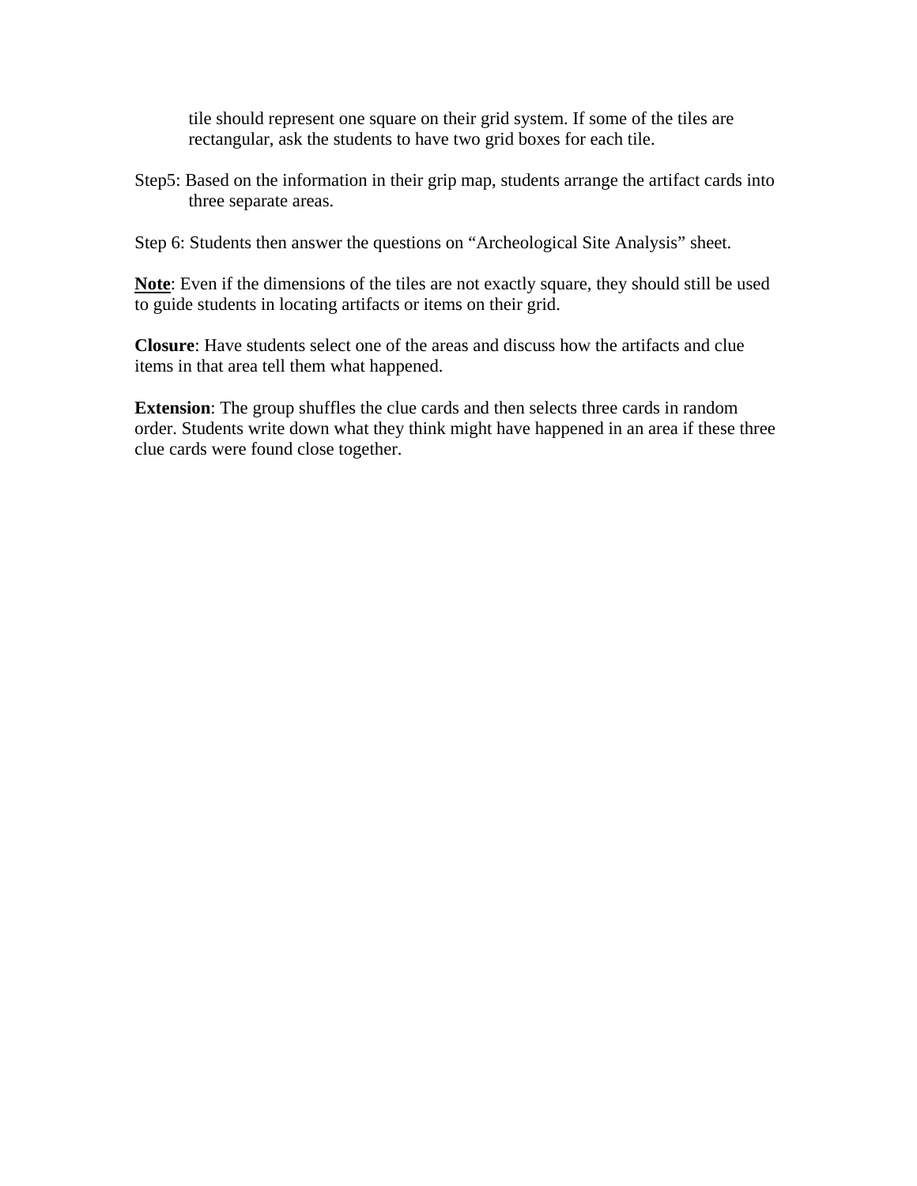tile should represent one square on their grid system. If some of the tiles are rectangular, ask the students to have two grid boxes for each tile.

Step5: Based on the information in their grip map, students arrange the artifact cards into three separate areas.

Step 6: Students then answer the questions on "Archeological Site Analysis" sheet.

**Note**: Even if the dimensions of the tiles are not exactly square, they should still be used to guide students in locating artifacts or items on their grid.

**Closure**: Have students select one of the areas and discuss how the artifacts and clue items in that area tell them what happened.

**Extension**: The group shuffles the clue cards and then selects three cards in random order. Students write down what they think might have happened in an area if these three clue cards were found close together.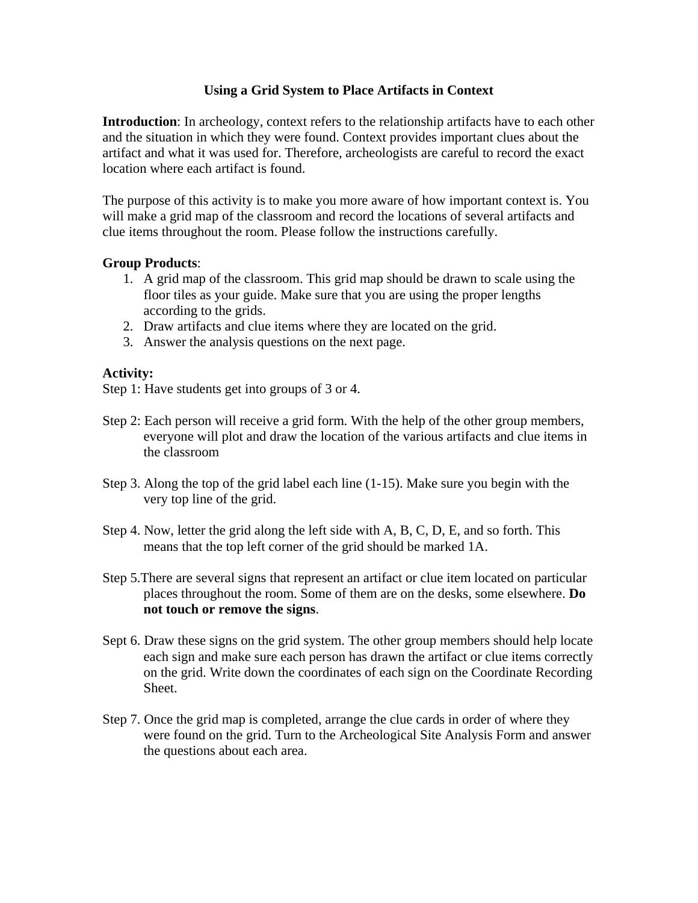# Using a Grid System to Place Artifacts in Context

**Introduction**: In archeology, context refers to the relationship artifacts have to each other and the situation in which they were found. Context provides important clues about the artifact and what it was used for. Therefore, archeologists are careful to record the exact location where each artifact is found.

The purpose of this activity is to make you more aware of how important context is. You will make a grid map of the classroom and record the locations of several artifacts and clue items throughout the room. Please follow the instructions carefully.

**Group Products**:

1. A grid map of the classroom. This grid map should be drawn to scale using the floor tiles as your guide. Make sure that you are using the proper lengths according to the grids.
2. Draw artifacts and clue items where they are located on the grid.
3. Answer the analysis questions on the next page.

**Activity:**

Step 1: Have students get into groups of 3 or 4.

Step 2: Each person will receive a grid form. With the help of the other group members, everyone will plot and draw the location of the various artifacts and clue items in the classroom

Step 3. Along the top of the grid label each line (1-15). Make sure you begin with the very top line of the grid.

Step 4. Now, letter the grid along the left side with A, B, C, D, E, and so forth. This means that the top left corner of the grid should be marked 1A.

Step 5.There are several signs that represent an artifact or clue item located on particular places throughout the room. Some of them are on the desks, some elsewhere. **Do not touch or remove the signs**.

Sept 6. Draw these signs on the grid system. The other group members should help locate each sign and make sure each person has drawn the artifact or clue items correctly on the grid. Write down the coordinates of each sign on the Coordinate Recording Sheet.

Step 7. Once the grid map is completed, arrange the clue cards in order of where they were found on the grid. Turn to the Archeological Site Analysis Form and answer the questions about each area.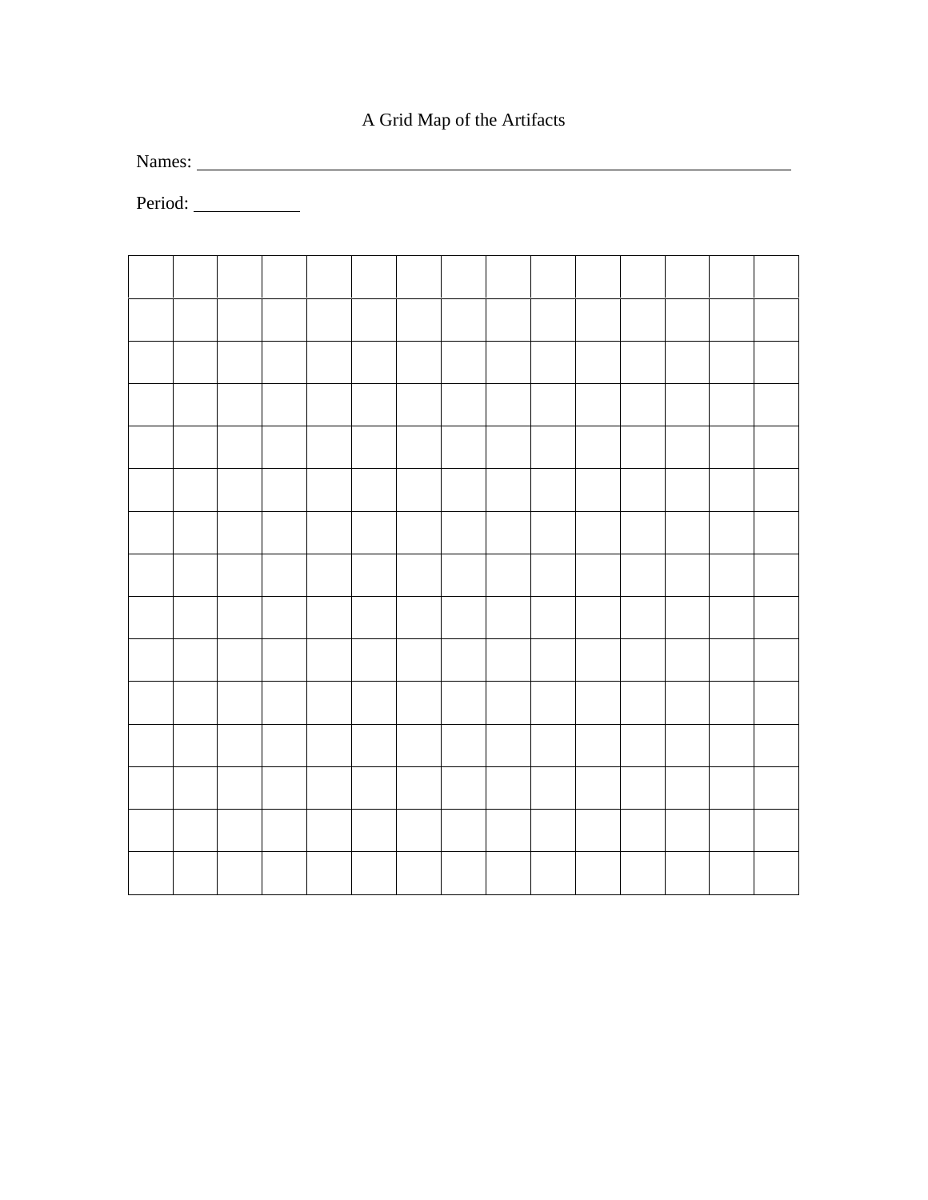A Grid Map of the Artifacts

Names: ______________________________________________________________

Period: __________

| | | | | | | | | | | | | | | |
|---|---|---|---|---|---|---|---|---|---|---|---|---|---|---|
| | | | | | | | | | | | | | | |
| | | | | | | | | | | | | | | |
| | | | | | | | | | | | | | | |
| | | | | | | | | | | | | | | |
| | | | | | | | | | | | | | | |
| | | | | | | | | | | | | | | |
| | | | | | | | | | | | | | | |
| | | | | | | | | | | | | | | |
| | | | | | | | | | | | | | | |
| | | | | | | | | | | | | | | |
| | | | | | | | | | | | | | | |
| | | | | | | | | | | | | | | |
| | | | | | | | | | | | | | | |
| | | | | | | | | | | | | | | |
| | | | | | | | | | | | | | | |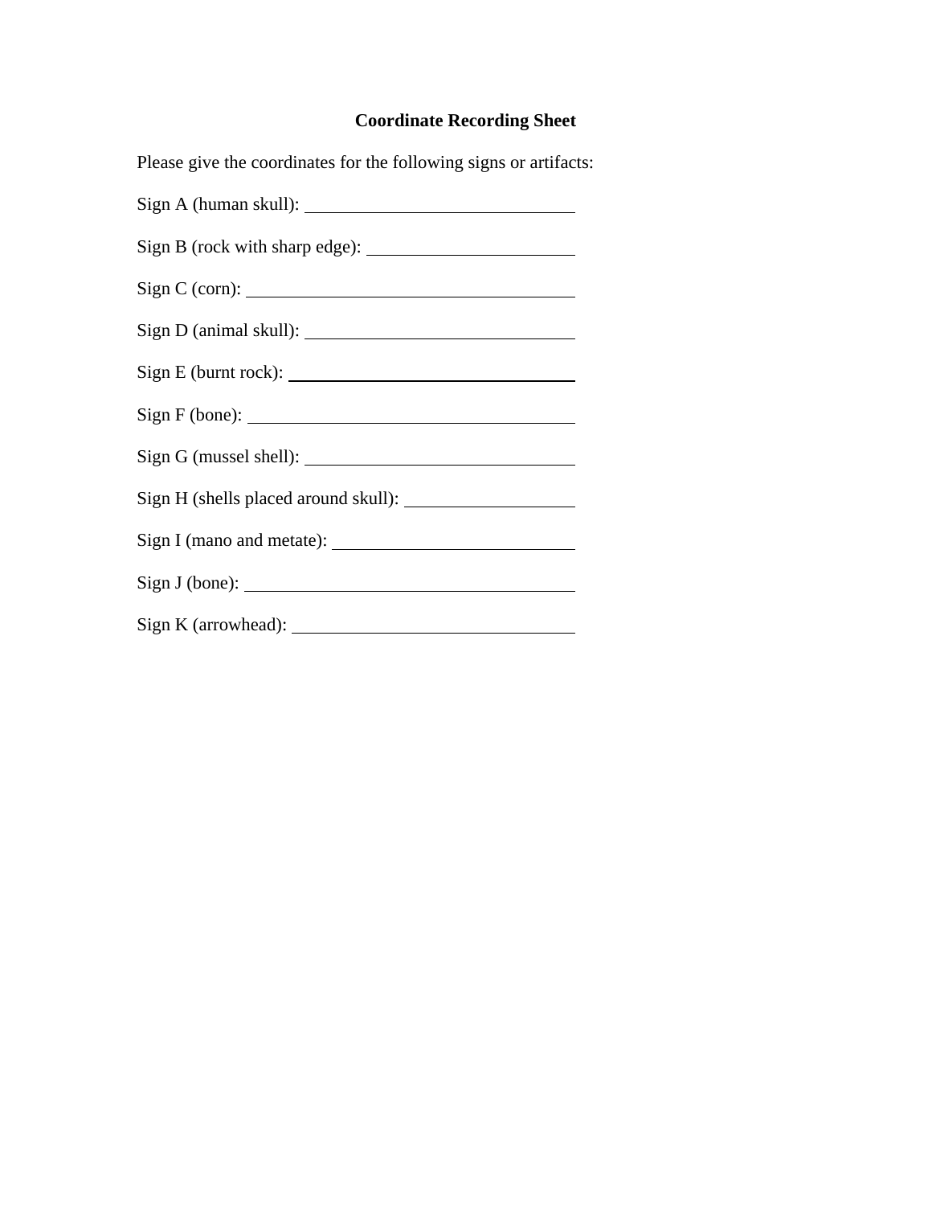**Coordinate Recording Sheet**

Please give the coordinates for the following signs or artifacts:

Sign A (human skull): ______________________________

Sign B (rock with sharp edge): ______________________

Sign C (corn): ____________________________________

Sign D (animal skull): ______________________________

Sign E (burnt rock): ________________________________

Sign F (bone): ____________________________________

Sign G (mussel shell): ______________________________

Sign H (shells placed around skull): __________________

Sign I (mano and metate): ___________________________

Sign J (bone): ____________________________________

Sign K (arrowhead): ________________________________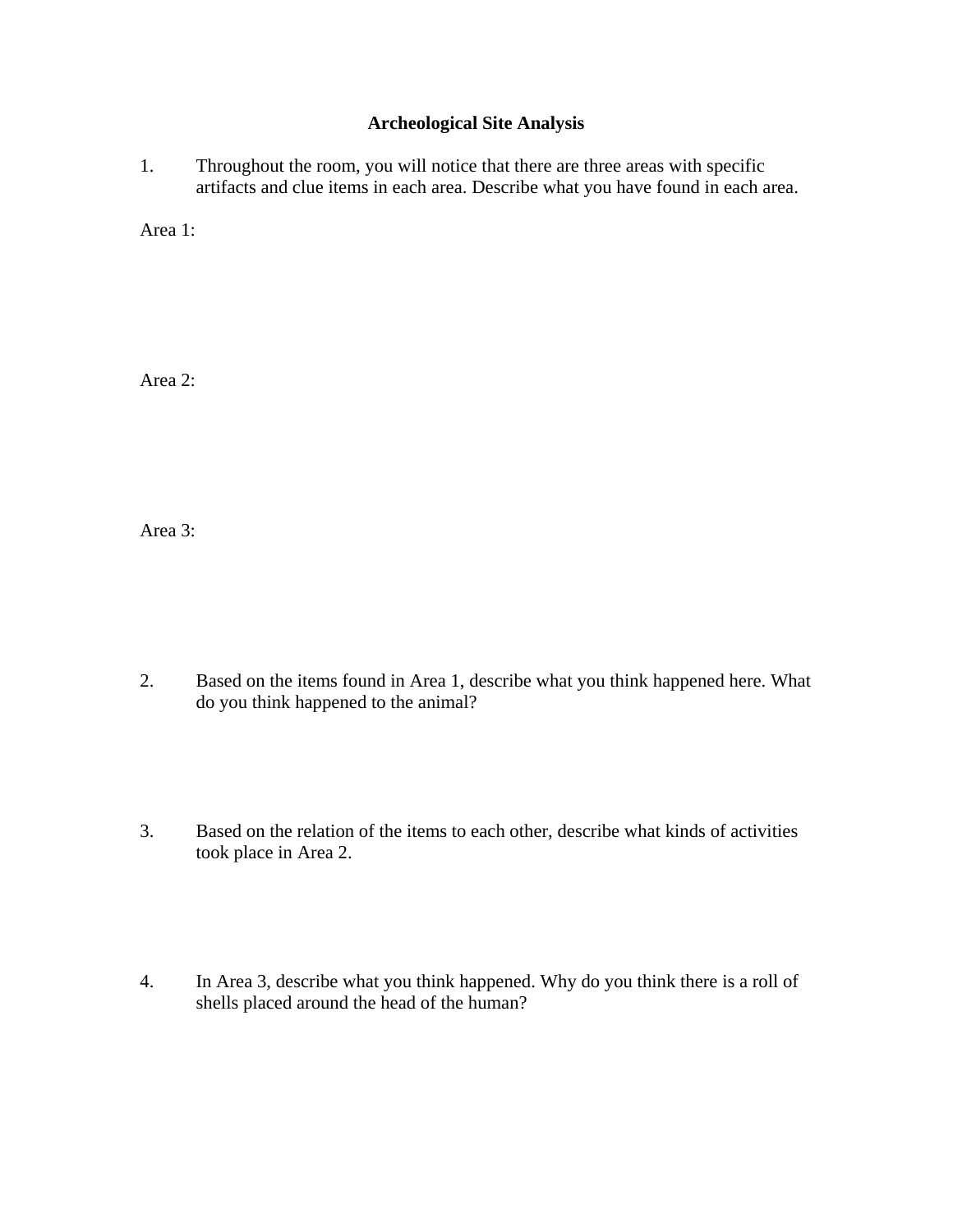## Archeological Site Analysis

1. Throughout the room, you will notice that there are three areas with specific artifacts and clue items in each area. Describe what you have found in each area.

Area 1:

Area 2:

Area 3:

2. Based on the items found in Area 1, describe what you think happened here. What do you think happened to the animal?

3. Based on the relation of the items to each other, describe what kinds of activities took place in Area 2.

4. In Area 3, describe what you think happened. Why do you think there is a roll of shells placed around the head of the human?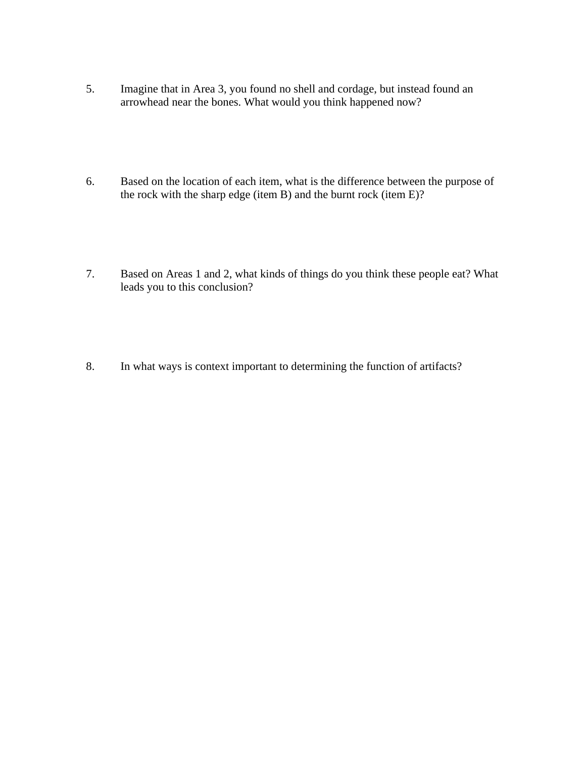5. Imagine that in Area 3, you found no shell and cordage, but instead found an arrowhead near the bones. What would you think happened now?

6. Based on the location of each item, what is the difference between the purpose of the rock with the sharp edge (item B) and the burnt rock (item E)?

7. Based on Areas 1 and 2, what kinds of things do you think these people eat? What leads you to this conclusion?

8. In what ways is context important to determining the function of artifacts?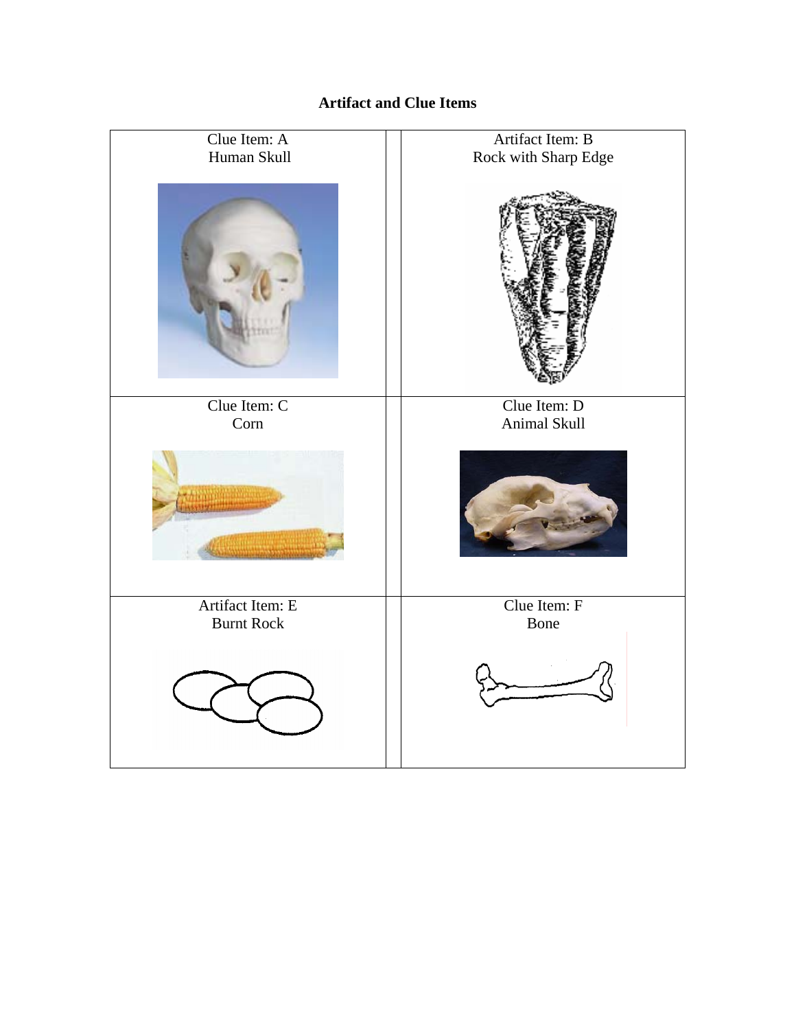## Artifact and Clue Items

| | |
|---|---|
| Clue Item: A<br>Human Skull | Artifact Item: B<br>Rock with Sharp Edge |
| Clue Item: C<br>Corn | Clue Item: D<br>Animal Skull |
| Artifact Item: E<br>Burnt Rock | Clue Item: F<br>Bone |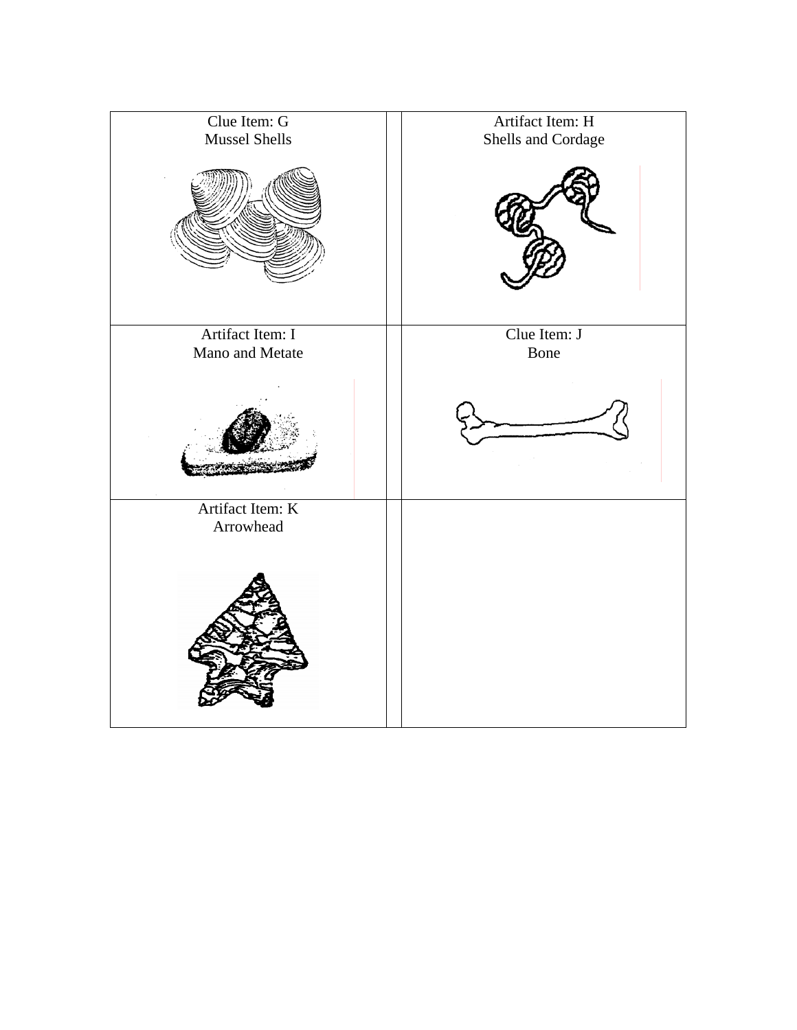| | | |
|---|---|---|
| Clue Item: G<br>Mussel Shells | | Artifact Item: H<br>Shells and Cordage |
| Artifact Item: I<br>Mano and Metate | | Clue Item: J<br>Bone |
| Artifact Item: K<br>Arrowhead | | |